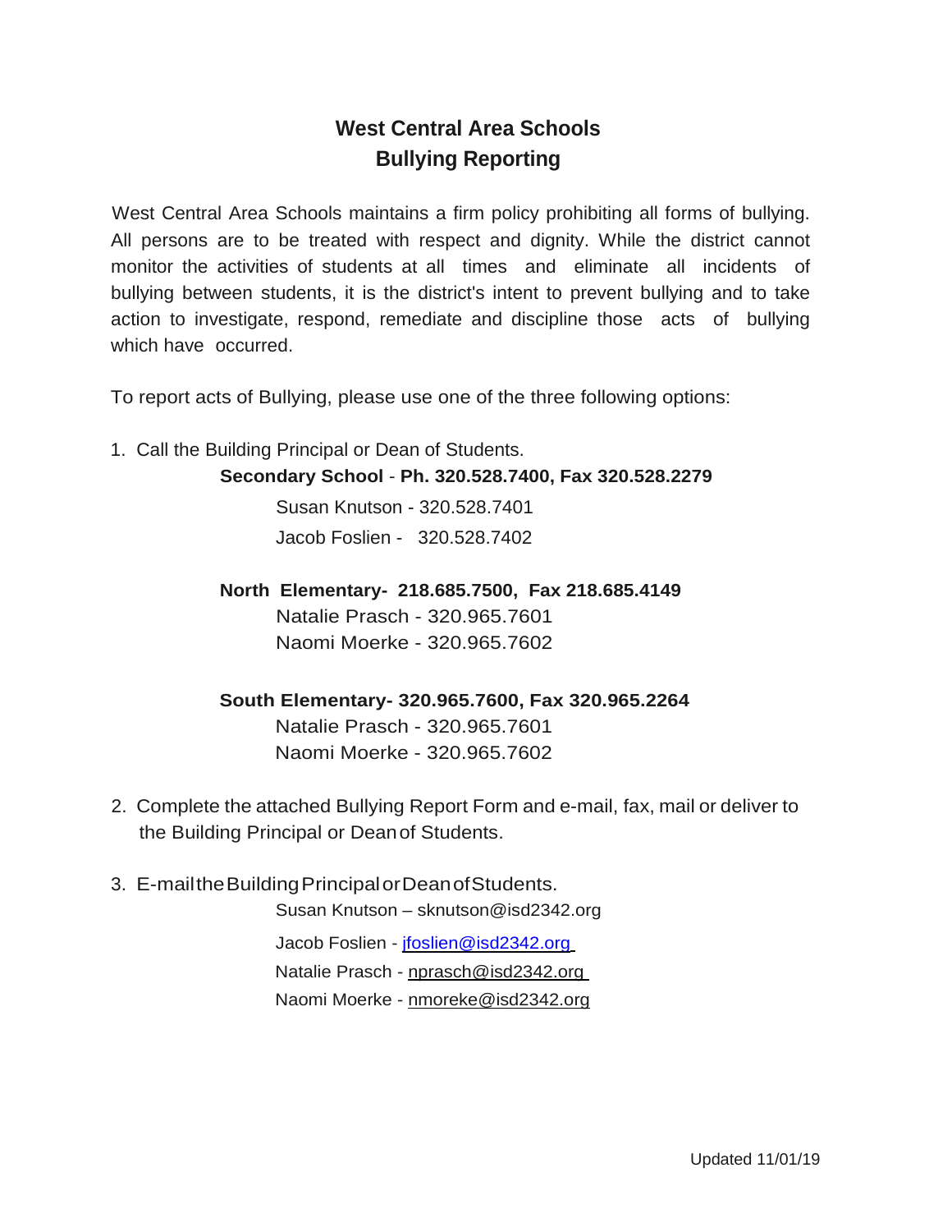# West Central Area Schools
## Bullying Reporting

West Central Area Schools maintains a firm policy prohibiting all forms of bullying. All persons are to be treated with respect and dignity. While the district cannot monitor the activities of students at all times and eliminate all incidents of bullying between students, it is the district's intent to prevent bullying and to take action to investigate, respond, remediate and discipline those acts of bullying which have occurred.

To report acts of Bullying, please use one of the three following options:

1. Call the Building Principal or Dean of Students.

   **Secondary School** - **Ph. 320.528.7400, Fax 320.528.2279**

   Susan Knutson - 320.528.7401
   Jacob Foslien - 320.528.7402

   **North Elementary- 218.685.7500, Fax 218.685.4149**

   Natalie Prasch - 320.965.7601
   Naomi Moerke - 320.965.7602

   **South Elementary- 320.965.7600, Fax 320.965.2264**

   Natalie Prasch - 320.965.7601
   Naomi Moerke - 320.965.7602

2. Complete the attached Bullying Report Form and e-mail, fax, mail or deliver to the Building Principal or Dean of Students.

3. E-mail the Building Principal or Dean of Students.

   Susan Knutson – sknutson@isd2342.org
   Jacob Foslien - jfoslien@isd2342.org
   Natalie Prasch - nprasch@isd2342.org
   Naomi Moerke - nmoreke@isd2342.org

Updated 11/01/19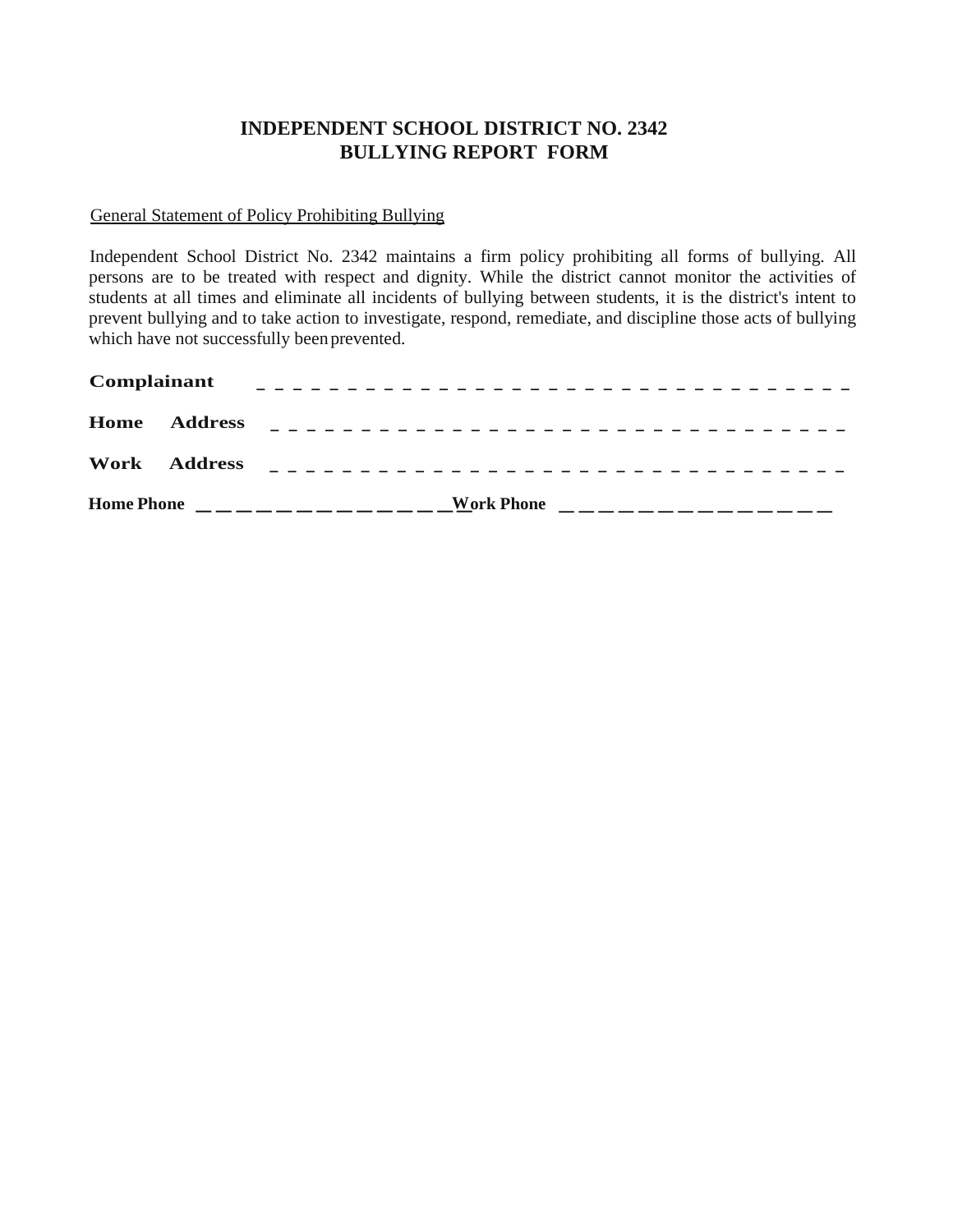# INDEPENDENT SCHOOL DISTRICT NO. 2342
# BULLYING REPORT FORM

General Statement of Policy Prohibiting Bullying

Independent School District No. 2342 maintains a firm policy prohibiting all forms of bullying. All persons are to be treated with respect and dignity. While the district cannot monitor the activities of students at all times and eliminate all incidents of bullying between students, it is the district's intent to prevent bullying and to take action to investigate, respond, remediate, and discipline those acts of bullying which have not successfully been prevented.

**Complainant** _ _ _ _ _ _ _ _ _ _ _ _ _ _ _ _ _ _ _ _ _ _ _ _ _ _ _ _ _ _ _ _ _ _ _ _ _

**Home Address** _ _ _ _ _ _ _ _ _ _ _ _ _ _ _ _ _ _ _ _ _ _ _ _ _ _ _ _ _ _ _ _ _ _ _

**Work Address** _ _ _ _ _ _ _ _ _ _ _ _ _ _ _ _ _ _ _ _ _ _ _ _ _ _ _ _ _ _ _ _ _ _ _

**Home Phone** _ _ _ _ _ _ _ _ _ _ _ _ _ _ _ _ _ **Work Phone** _ _ _ _ _ _ _ _ _ _ _ _ _ _ _ _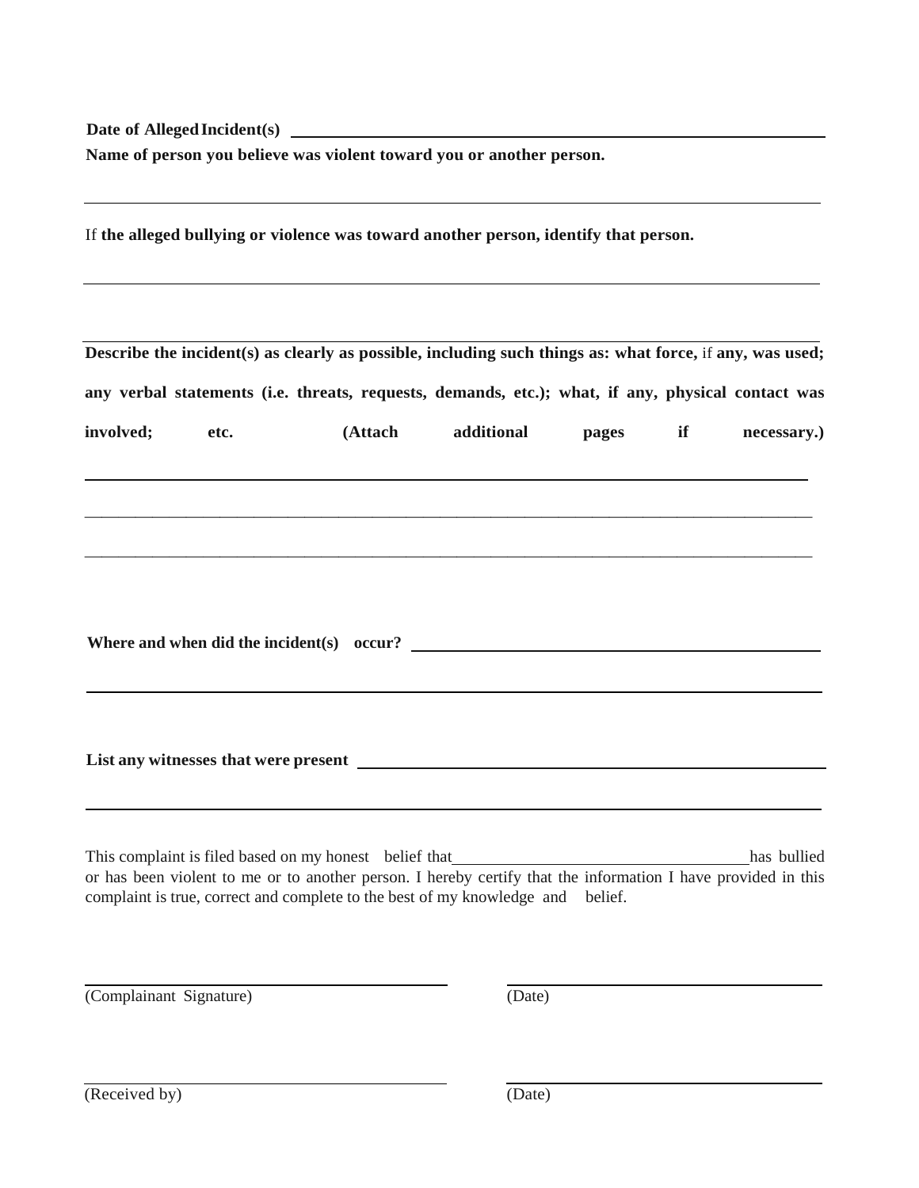**Date of Alleged Incident(s)** ____________________________________________________________

**Name of person you believe was violent toward you or another person.**

______________________________________________________________________________

If **the alleged bullying or violence was toward another person, identify that person.**

______________________________________________________________________________

______________________________________________________________________________

**Describe the incident(s) as clearly as possible, including such things as: what force,** if **any, was used; any verbal statements (i.e. threats, requests, demands, etc.); what, if any, physical contact was involved; etc. (Attach additional pages if necessary.)**

______________________________________________________________________________

______________________________________________________________________________

______________________________________________________________________________

**Where and when did the incident(s) occur?** ______________________________________________

______________________________________________________________________________

**List any witnesses that were present** ___________________________________________________

______________________________________________________________________________

This complaint is filed based on my honest belief that____________________________________has bullied or has been violent to me or to another person. I hereby certify that the information I have provided in this complaint is true, correct and complete to the best of my knowledge and belief.

______________________________ ______________________________

(Complainant Signature) (Date)

______________________________ ______________________________

(Received by) (Date)